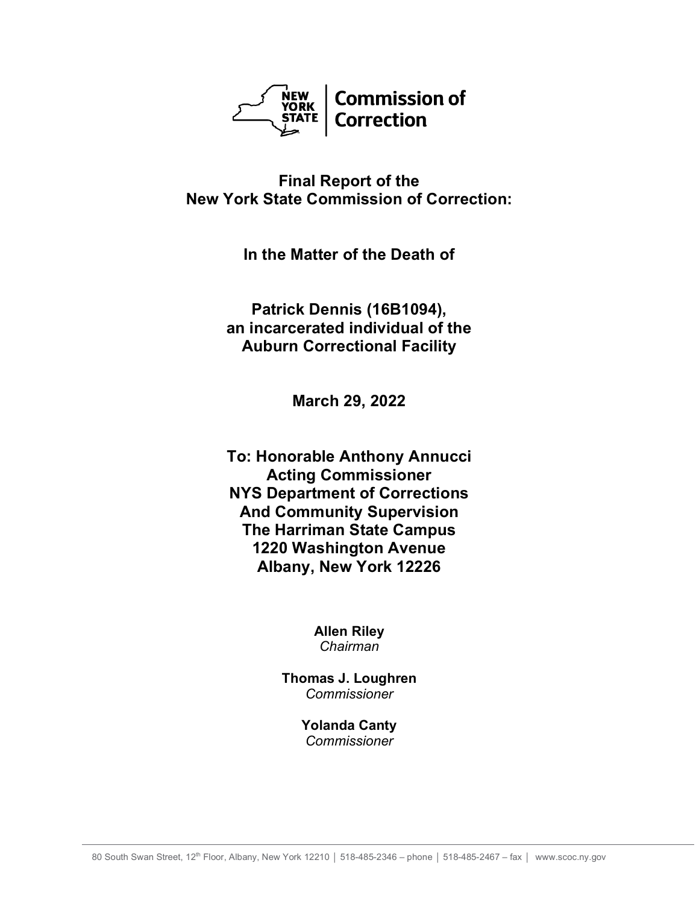NEW YORK STATE | Commission of Correction

# Final Report of the New York State Commission of Correction:

## In the Matter of the Death of

## Patrick Dennis (16B1094), an incarcerated individual of the Auburn Correctional Facility

**March 29, 2022**

**To: Honorable Anthony Annucci**
**Acting Commissioner**
**NYS Department of Corrections**
**And Community Supervision**
**The Harriman State Campus**
**1220 Washington Avenue**
**Albany, New York 12226**

**Allen Riley**
*Chairman*

**Thomas J. Loughren**
*Commissioner*

**Yolanda Canty**
*Commissioner*

80 South Swan Street, 12th Floor, Albany, New York 12210 │ 518-485-2346 – phone │ 518-485-2467 – fax │ www.scoc.ny.gov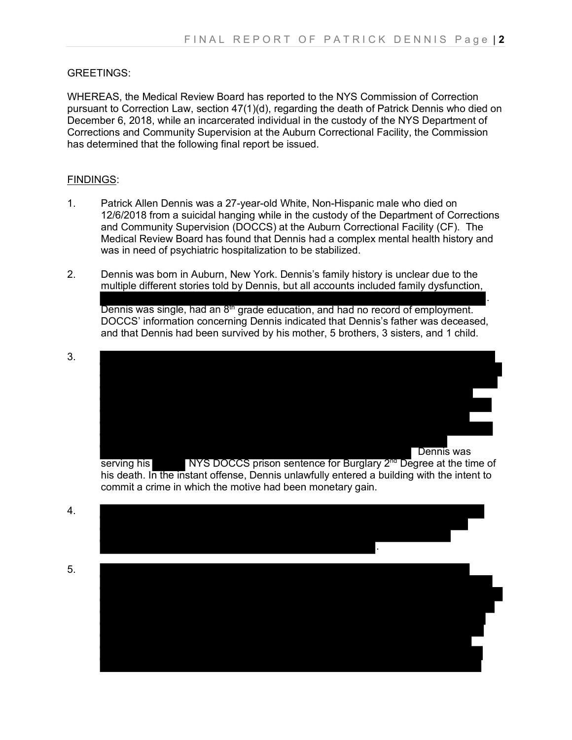GREETINGS:

WHEREAS, the Medical Review Board has reported to the NYS Commission of Correction pursuant to Correction Law, section 47(1)(d), regarding the death of Patrick Dennis who died on December 6, 2018, while an incarcerated individual in the custody of the NYS Department of Corrections and Community Supervision at the Auburn Correctional Facility, the Commission has determined that the following final report be issued.

FINDINGS:

1. Patrick Allen Dennis was a 27-year-old White, Non-Hispanic male who died on 12/6/2018 from a suicidal hanging while in the custody of the Department of Corrections and Community Supervision (DOCCS) at the Auburn Correctional Facility (CF). The Medical Review Board has found that Dennis had a complex mental health history and was in need of psychiatric hospitalization to be stabilized.

2. Dennis was born in Auburn, New York. Dennis's family history is unclear due to the multiple different stories told by Dennis, but all accounts included family dysfunction, [REDACTED].

   Dennis was single, had an 8th grade education, and had no record of employment. DOCCS' information concerning Dennis indicated that Dennis's father was deceased, and that Dennis had been survived by his mother, 5 brothers, 3 sisters, and 1 child.

3. [REDACTED] Dennis was serving his [REDACTED] NYS DOCCS prison sentence for Burglary 2nd Degree at the time of his death. In the instant offense, Dennis unlawfully entered a building with the intent to commit a crime in which the motive had been monetary gain.

4. [REDACTED].

5. [REDACTED]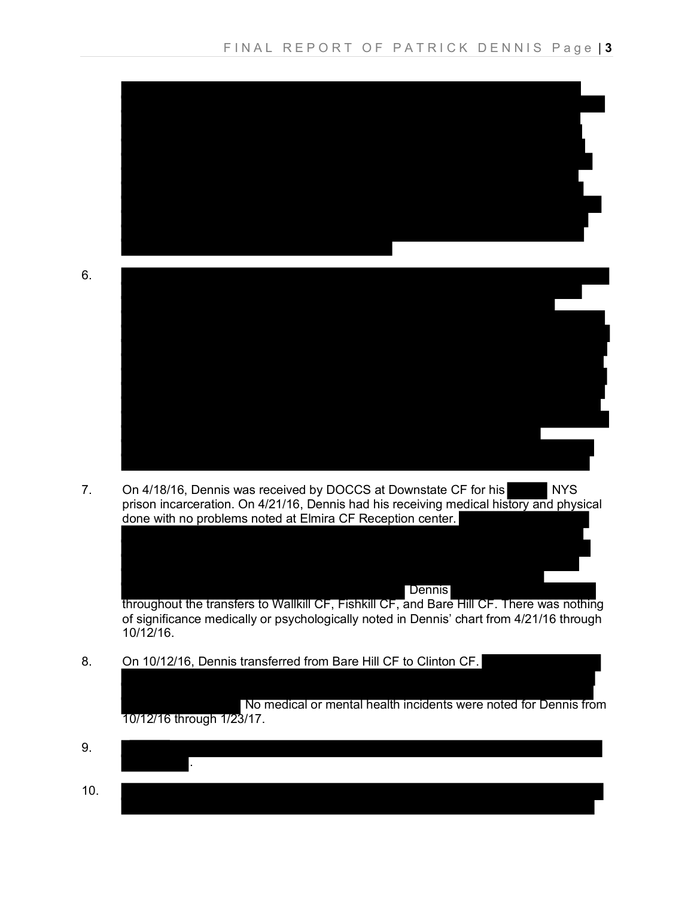6.

7. On 4/18/16, Dennis was received by DOCCS at Downstate CF for his NYS prison incarceration. On 4/21/16, Dennis had his receiving medical history and physical done with no problems noted at Elmira CF Reception center. Dennis throughout the transfers to Wallkill CF, Fishkill CF, and Bare Hill CF. There was nothing of significance medically or psychologically noted in Dennis' chart from 4/21/16 through 10/12/16.

8. On 10/12/16, Dennis transferred from Bare Hill CF to Clinton CF. No medical or mental health incidents were noted for Dennis from 10/12/16 through 1/23/17.

9. .

10.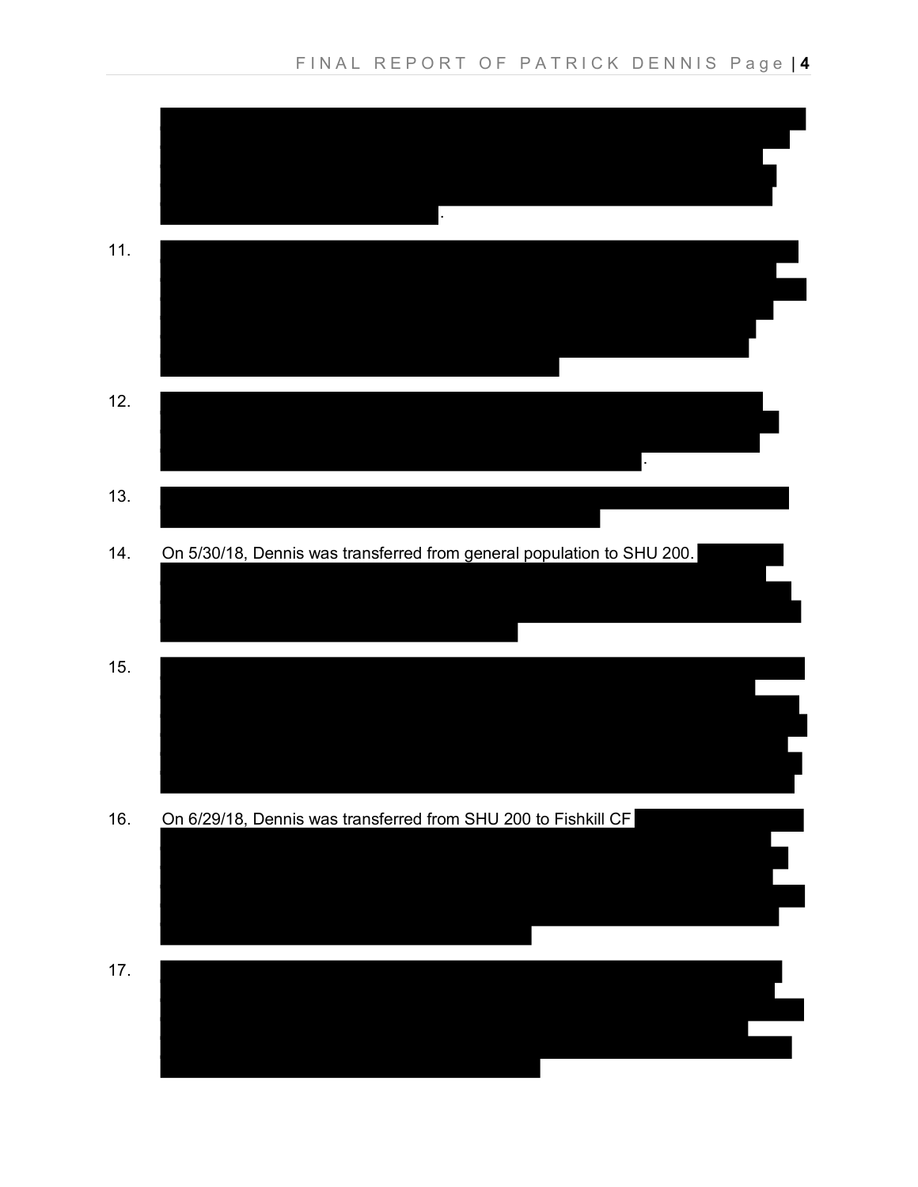.

11.

12.

.

13.

14. On 5/30/18, Dennis was transferred from general population to SHU 200.

15.

16. On 6/29/18, Dennis was transferred from SHU 200 to Fishkill CF

17.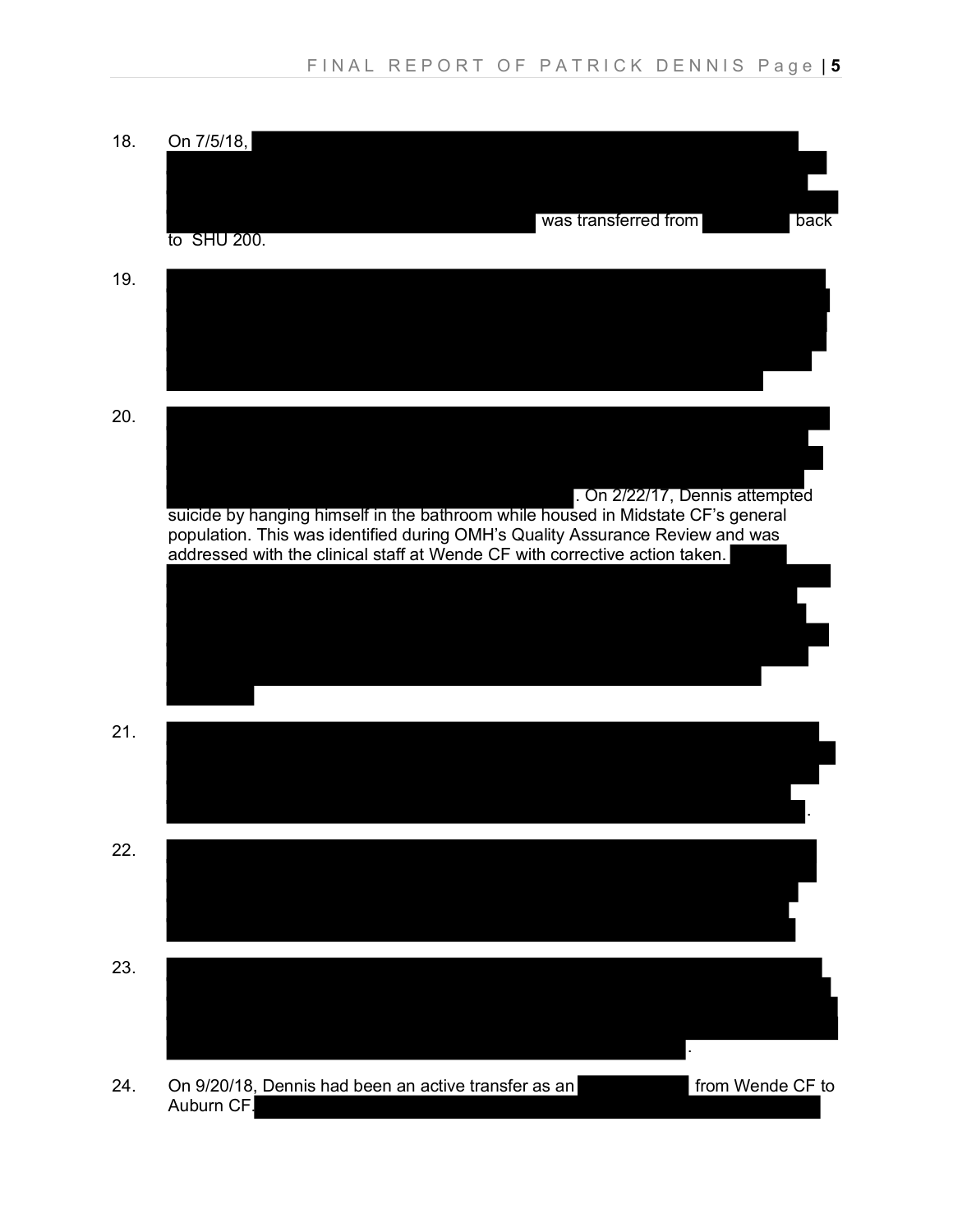18. On 7/5/18, was transferred from back to SHU 200.

19.

20. . On 2/22/17, Dennis attempted suicide by hanging himself in the bathroom while housed in Midstate CF's general population. This was identified during OMH's Quality Assurance Review and was addressed with the clinical staff at Wende CF with corrective action taken.

21. .

22.

23. .

24. On 9/20/18, Dennis had been an active transfer as an from Wende CF to Auburn CF.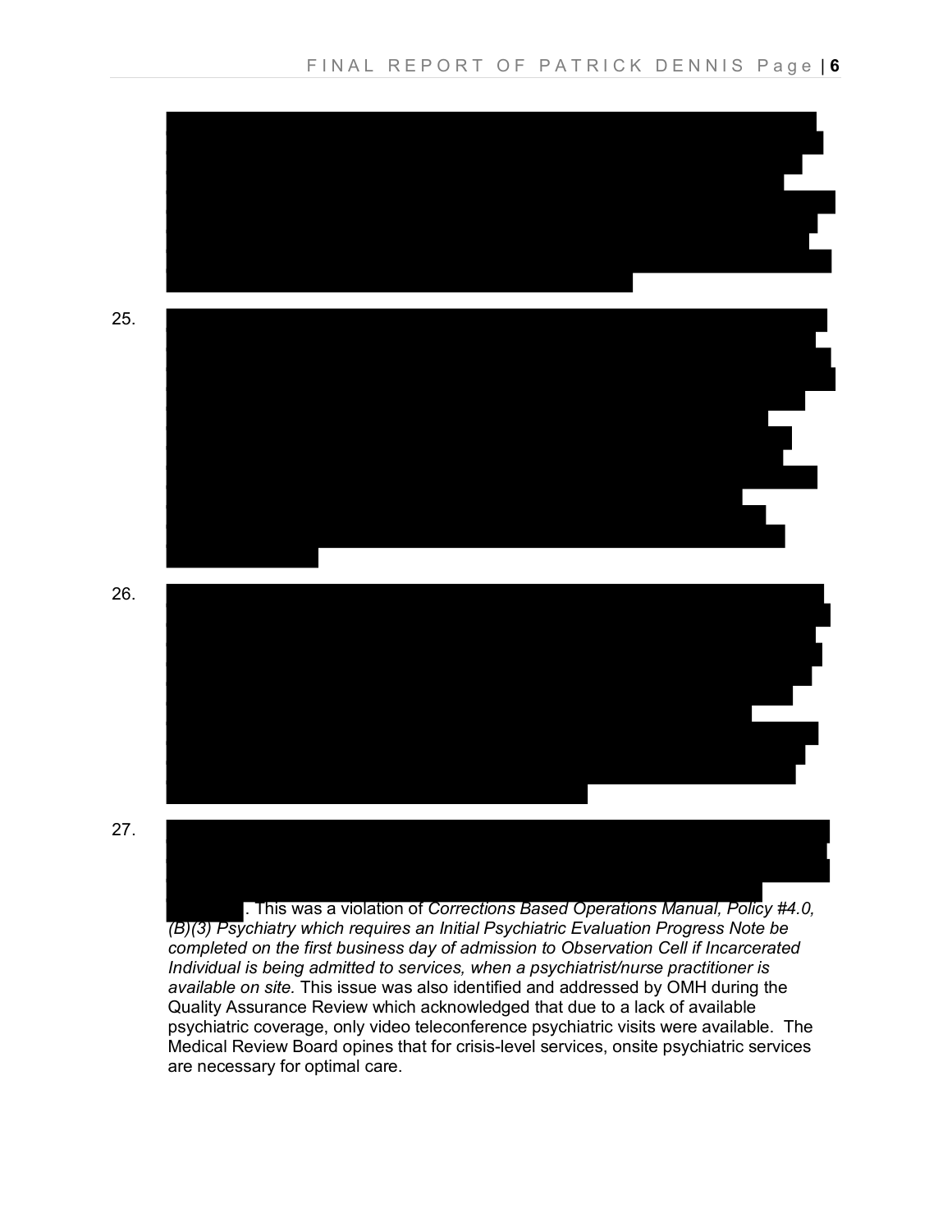25.

26.

27. . This was a violation of *Corrections Based Operations Manual, Policy #4.0, (B)(3) Psychiatry which requires an Initial Psychiatric Evaluation Progress Note be completed on the first business day of admission to Observation Cell if Incarcerated Individual is being admitted to services, when a psychiatrist/nurse practitioner is available on site.* This issue was also identified and addressed by OMH during the Quality Assurance Review which acknowledged that due to a lack of available psychiatric coverage, only video teleconference psychiatric visits were available. The Medical Review Board opines that for crisis-level services, onsite psychiatric services are necessary for optimal care.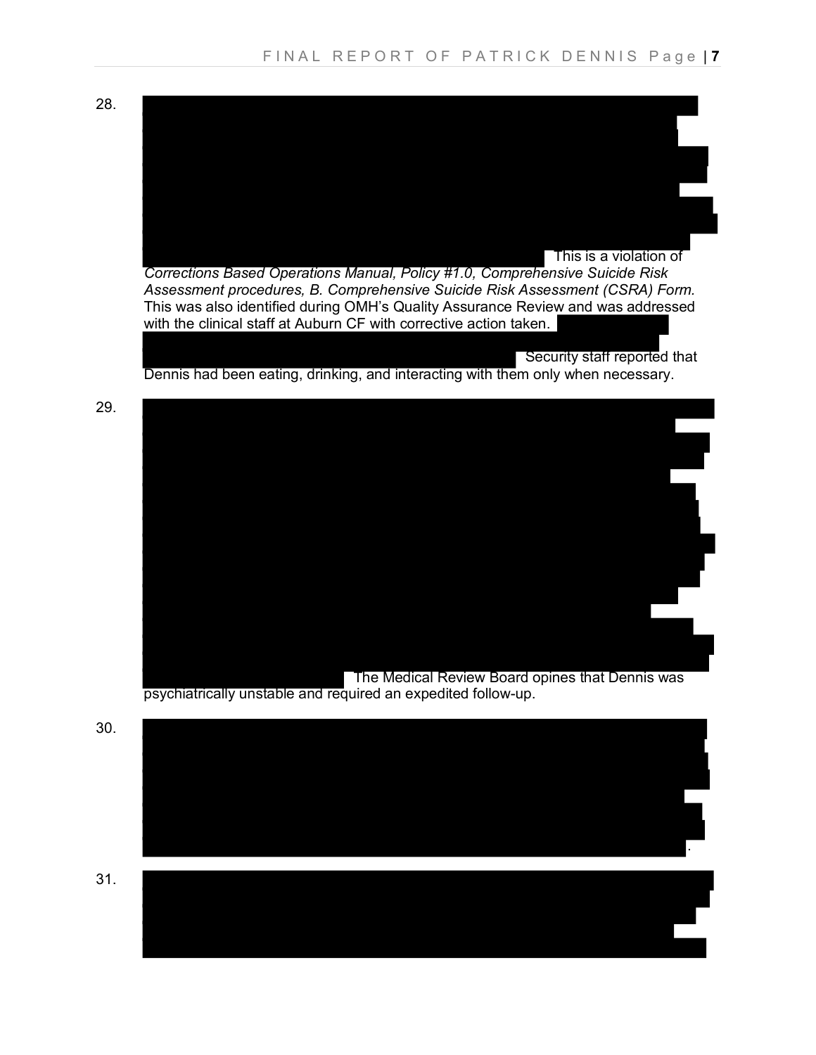28. This is a violation of *Corrections Based Operations Manual, Policy #1.0, Comprehensive Suicide Risk Assessment procedures, B. Comprehensive Suicide Risk Assessment (CSRA) Form.* This was also identified during OMH's Quality Assurance Review and was addressed with the clinical staff at Auburn CF with corrective action taken. Security staff reported that Dennis had been eating, drinking, and interacting with them only when necessary.

29. The Medical Review Board opines that Dennis was psychiatrically unstable and required an expedited follow-up.

30. .

31.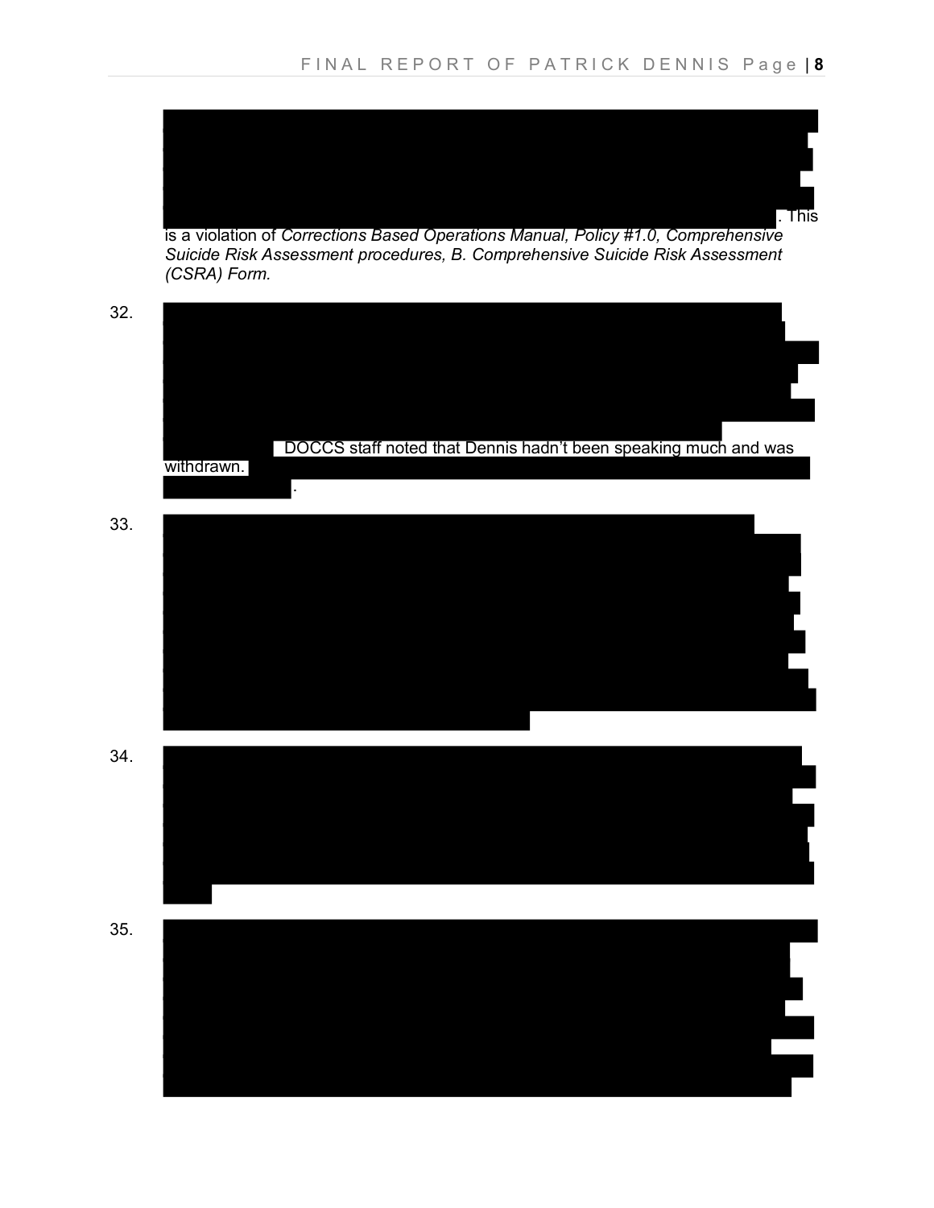[REDACTED]. This is a violation of *Corrections Based Operations Manual, Policy #1.0, Comprehensive Suicide Risk Assessment procedures, B. Comprehensive Suicide Risk Assessment (CSRA) Form.*

32. [REDACTED] DOCCS staff noted that Dennis hadn't been speaking much and was withdrawn. [REDACTED].

33. [REDACTED]

34. [REDACTED]

35. [REDACTED]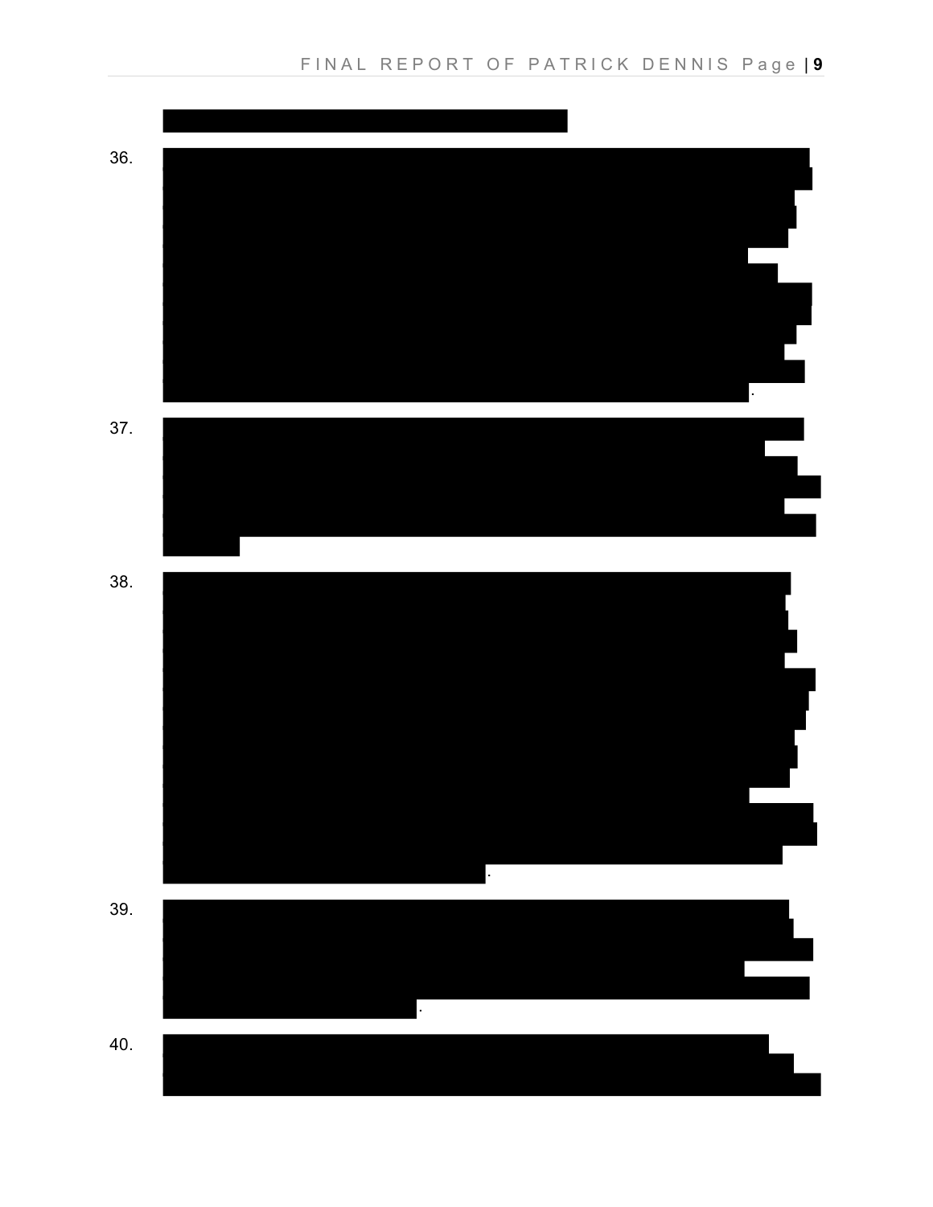36. .

37.

38. .

39. .

40.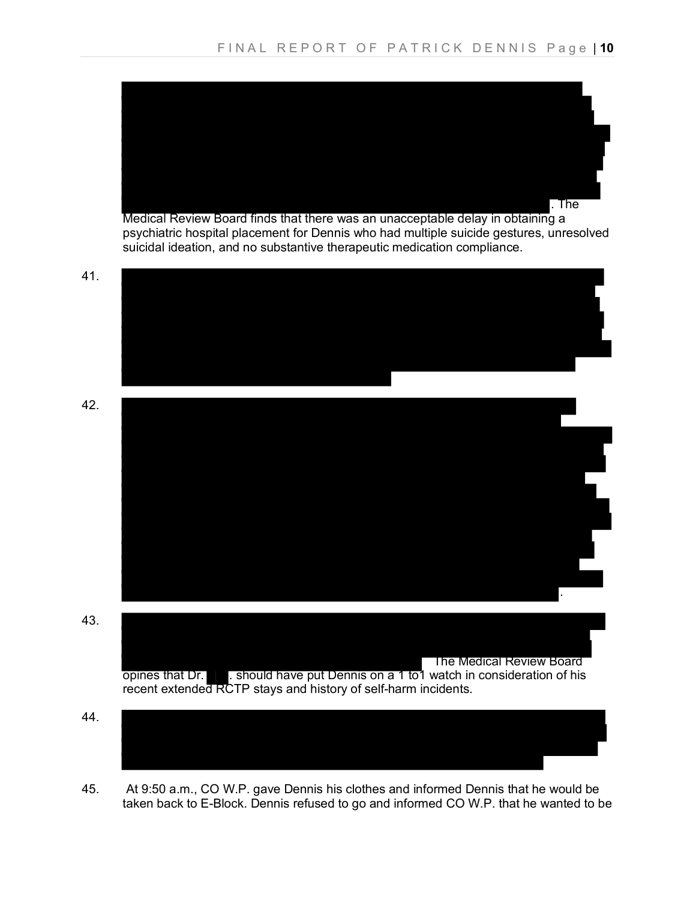. The Medical Review Board finds that there was an unacceptable delay in obtaining a psychiatric hospital placement for Dennis who had multiple suicide gestures, unresolved suicidal ideation, and no substantive therapeutic medication compliance.

41.

42. .

43. The Medical Review Board opines that Dr. . should have put Dennis on a 1 to1 watch in consideration of his recent extended RCTP stays and history of self-harm incidents.

44.

45. At 9:50 a.m., CO W.P. gave Dennis his clothes and informed Dennis that he would be taken back to E-Block. Dennis refused to go and informed CO W.P. that he wanted to be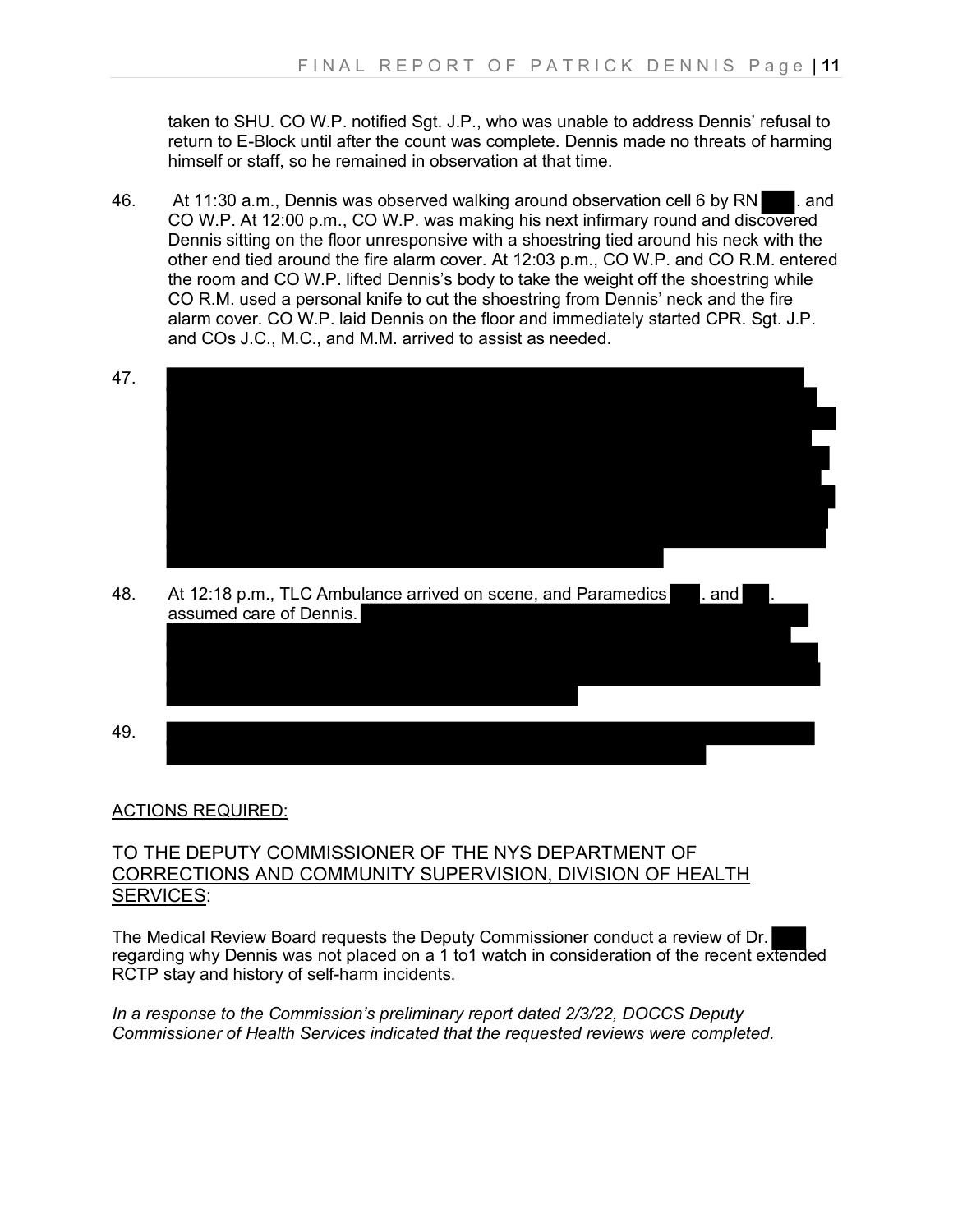taken to SHU. CO W.P. notified Sgt. J.P., who was unable to address Dennis' refusal to return to E-Block until after the count was complete. Dennis made no threats of harming himself or staff, so he remained in observation at that time.

46. At 11:30 a.m., Dennis was observed walking around observation cell 6 by RN ███. and CO W.P. At 12:00 p.m., CO W.P. was making his next infirmary round and discovered Dennis sitting on the floor unresponsive with a shoestring tied around his neck with the other end tied around the fire alarm cover. At 12:03 p.m., CO W.P. and CO R.M. entered the room and CO W.P. lifted Dennis's body to take the weight off the shoestring while CO R.M. used a personal knife to cut the shoestring from Dennis' neck and the fire alarm cover. CO W.P. laid Dennis on the floor and immediately started CPR. Sgt. J.P. and COs J.C., M.C., and M.M. arrived to assist as needed.

47. ████████████████████████████████████████

48. At 12:18 p.m., TLC Ambulance arrived on scene, and Paramedics ███. and ███. assumed care of Dennis. ████████████████████████████████████████

49. ████████████████████████████████████████

<u>ACTIONS REQUIRED:</u>

## <u>TO THE DEPUTY COMMISSIONER OF THE NYS DEPARTMENT OF CORRECTIONS AND COMMUNITY SUPERVISION, DIVISION OF HEALTH SERVICES</u>:

The Medical Review Board requests the Deputy Commissioner conduct a review of Dr. ███ regarding why Dennis was not placed on a 1 to1 watch in consideration of the recent extended RCTP stay and history of self-harm incidents.

*In a response to the Commission's preliminary report dated 2/3/22, DOCCS Deputy Commissioner of Health Services indicated that the requested reviews were completed.*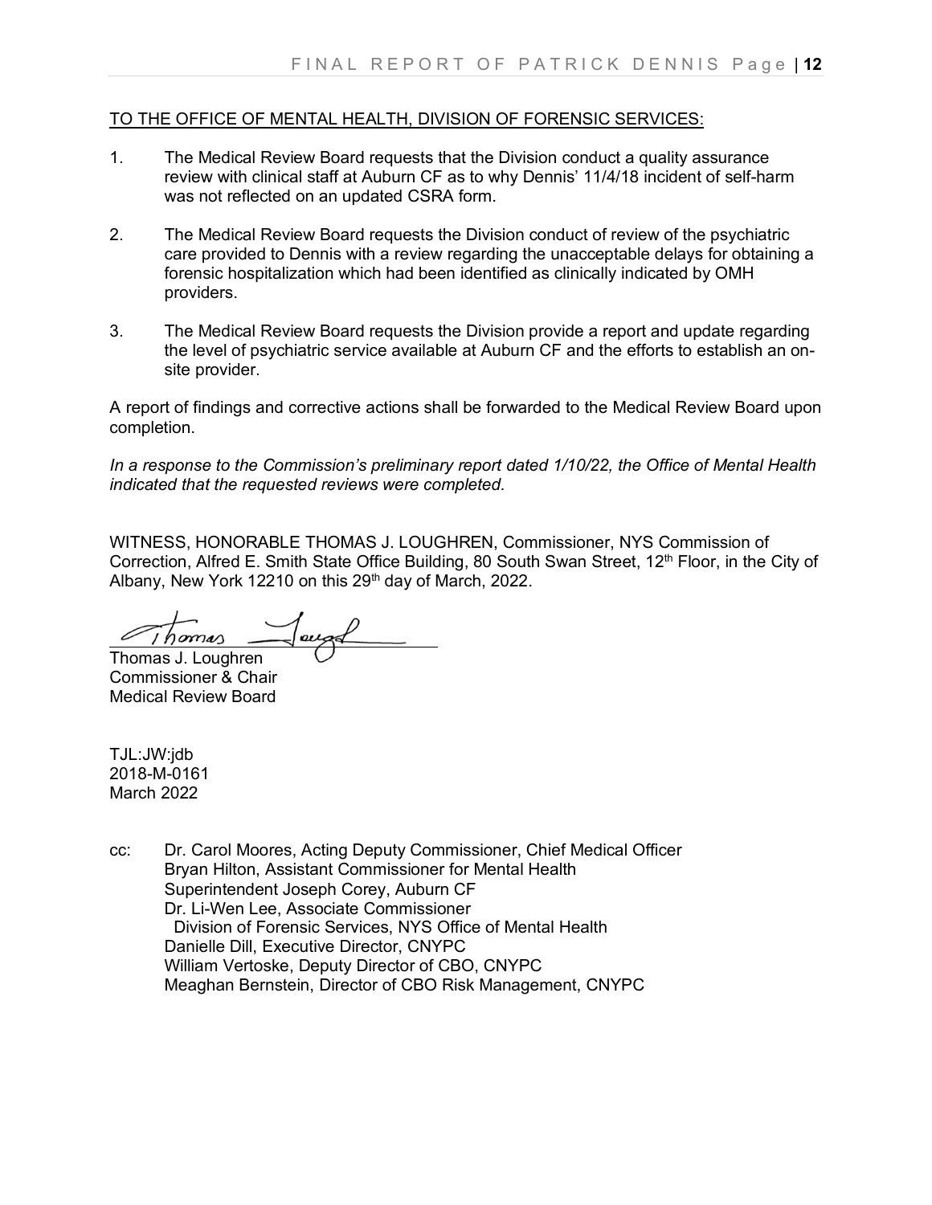<u>TO THE OFFICE OF MENTAL HEALTH, DIVISION OF FORENSIC SERVICES:</u>

1. The Medical Review Board requests that the Division conduct a quality assurance review with clinical staff at Auburn CF as to why Dennis' 11/4/18 incident of self-harm was not reflected on an updated CSRA form.

2. The Medical Review Board requests the Division conduct of review of the psychiatric care provided to Dennis with a review regarding the unacceptable delays for obtaining a forensic hospitalization which had been identified as clinically indicated by OMH providers.

3. The Medical Review Board requests the Division provide a report and update regarding the level of psychiatric service available at Auburn CF and the efforts to establish an on-site provider.

A report of findings and corrective actions shall be forwarded to the Medical Review Board upon completion.

*In a response to the Commission's preliminary report dated 1/10/22, the Office of Mental Health indicated that the requested reviews were completed.*

WITNESS, HONORABLE THOMAS J. LOUGHREN, Commissioner, NYS Commission of Correction, Alfred E. Smith State Office Building, 80 South Swan Street, 12th Floor, in the City of Albany, New York 12210 on this 29th day of March, 2022.

Thomas J. Loughren
Commissioner & Chair
Medical Review Board

TJL:JW:jdb
2018-M-0161
March 2022

cc: Dr. Carol Moores, Acting Deputy Commissioner, Chief Medical Officer
Bryan Hilton, Assistant Commissioner for Mental Health
Superintendent Joseph Corey, Auburn CF
Dr. Li-Wen Lee, Associate Commissioner
Division of Forensic Services, NYS Office of Mental Health
Danielle Dill, Executive Director, CNYPC
William Vertoske, Deputy Director of CBO, CNYPC
Meaghan Bernstein, Director of CBO Risk Management, CNYPC